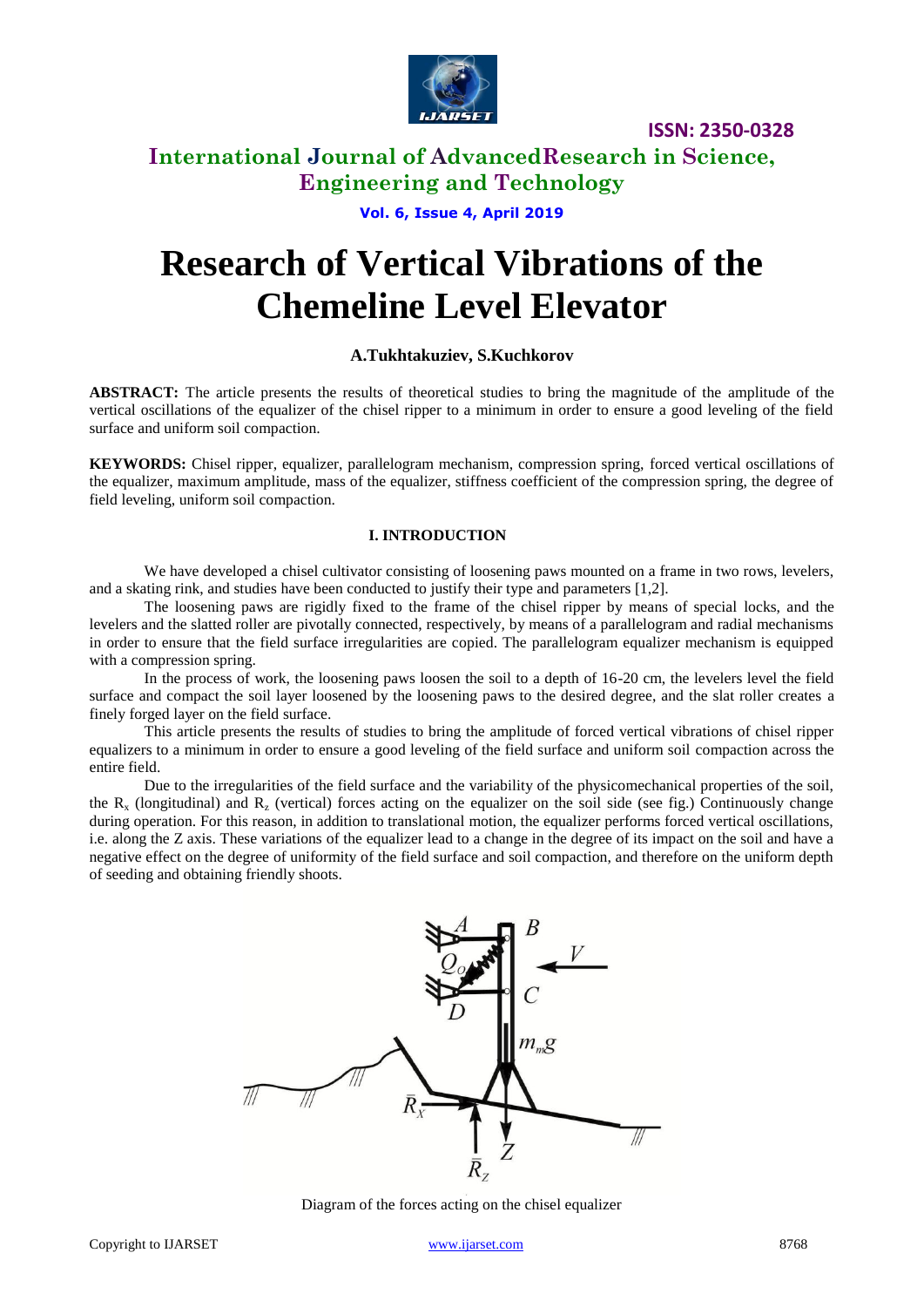# Research of Vertical Vibrations of the Chemeline Level Elevator

**A.Tukhtakuziev, S.Kuchkorov**

**ABSTRACT:** The article presents the results of theoretical studies to bring the magnitude of the amplitude of the vertical oscillations of the equalizer of the chisel ripper to a minimum in order to ensure a good leveling of the field surface and uniform soil compaction.

**KEYWORDS:** Chisel ripper, equalizer, parallelogram mechanism, compression spring, forced vertical oscillations of the equalizer, maximum amplitude, mass of the equalizer, stiffness coefficient of the compression spring, the degree of field leveling, uniform soil compaction.

## I. INTRODUCTION

We have developed a chisel cultivator consisting of loosening paws mounted on a frame in two rows, levelers, and a skating rink, and studies have been conducted to justify their type and parameters [1,2].

The loosening paws are rigidly fixed to the frame of the chisel ripper by means of special locks, and the levelers and the slatted roller are pivotally connected, respectively, by means of a parallelogram and radial mechanisms in order to ensure that the field surface irregularities are copied. The parallelogram equalizer mechanism is equipped with a compression spring.

In the process of work, the loosening paws loosen the soil to a depth of 16-20 cm, the levelers level the field surface and compact the soil layer loosened by the loosening paws to the desired degree, and the slat roller creates a finely forged layer on the field surface.

This article presents the results of studies to bring the amplitude of forced vertical vibrations of chisel ripper equalizers to a minimum in order to ensure a good leveling of the field surface and uniform soil compaction across the entire field.

Due to the irregularities of the field surface and the variability of the physicomechanical properties of the soil, the $R_x$ (longitudinal) and $R_z$ (vertical) forces acting on the equalizer on the soil side (see fig.) Continuously change during operation. For this reason, in addition to translational motion, the equalizer performs forced vertical oscillations, i.e. along the Z axis. These variations of the equalizer lead to a change in the degree of its impact on the soil and have a negative effect on the degree of uniformity of the field surface and soil compaction, and therefore on the uniform depth of seeding and obtaining friendly shoots.

Diagram of the forces acting on the chisel equalizer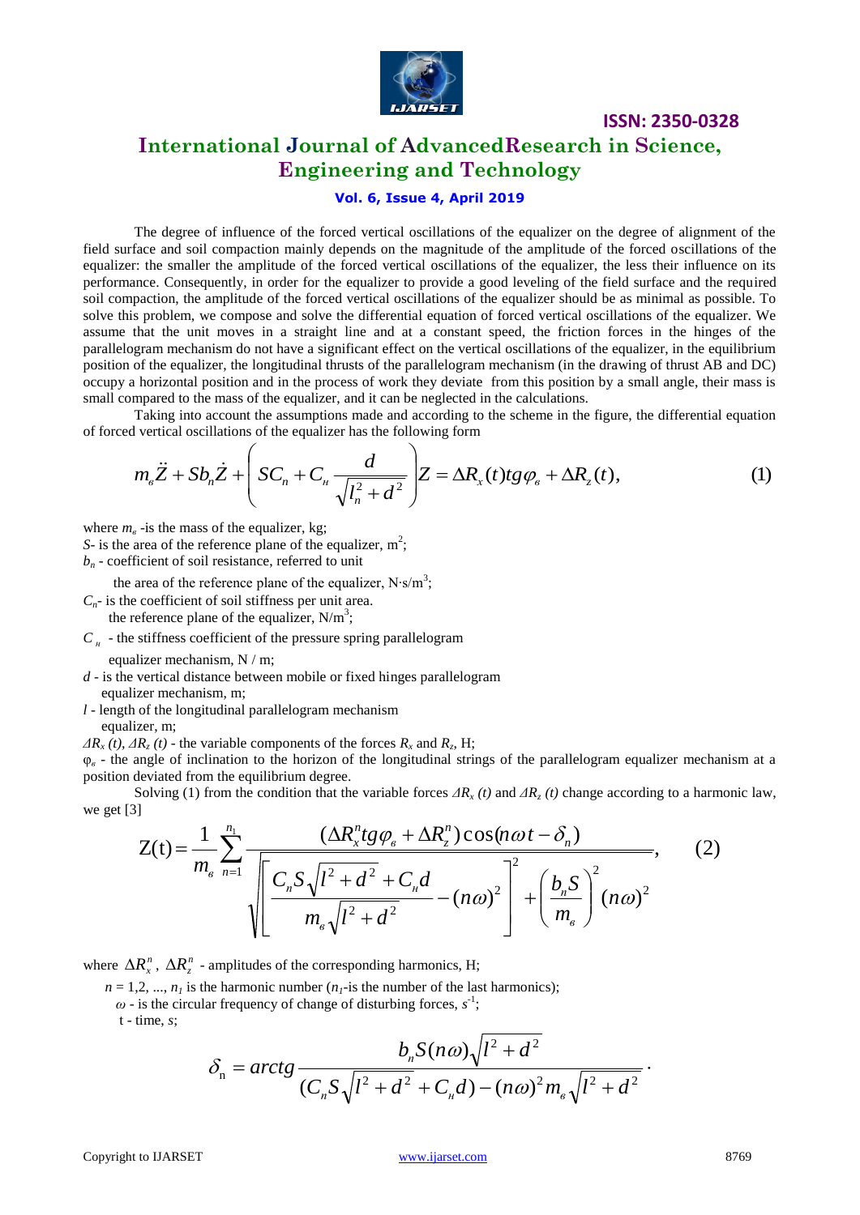The degree of influence of the forced vertical oscillations of the equalizer on the degree of alignment of the field surface and soil compaction mainly depends on the magnitude of the amplitude of the forced oscillations of the equalizer: the smaller the amplitude of the forced vertical oscillations of the equalizer, the less their influence on its performance. Consequently, in order for the equalizer to provide a good leveling of the field surface and the required soil compaction, the amplitude of the forced vertical oscillations of the equalizer should be as minimal as possible. To solve this problem, we compose and solve the differential equation of forced vertical oscillations of the equalizer. We assume that the unit moves in a straight line and at a constant speed, the friction forces in the hinges of the parallelogram mechanism do not have a significant effect on the vertical oscillations of the equalizer, in the equilibrium position of the equalizer, the longitudinal thrusts of the parallelogram mechanism (in the drawing of thrust AB and DC) occupy a horizontal position and in the process of work they deviate from this position by a small angle, their mass is small compared to the mass of the equalizer, and it can be neglected in the calculations.

Taking into account the assumptions made and according to the scheme in the figure, the differential equation of forced vertical oscillations of the equalizer has the following form

$$m_в \ddot{Z} + S b_n \dot{Z} + \left( S C_n + C_н \frac{d}{\sqrt{l_n^2 + d^2}} \right) Z = \Delta R_x(t) tg\varphi_в + \Delta R_z(t), \qquad (1)$$

where $m_в$ -is the mass of the equalizer, kg;

$S$- is the area of the reference plane of the equalizer, $m^2$;

$b_n$ - coefficient of soil resistance, referred to unit

the area of the reference plane of the equalizer, $N \cdot s/m^3$;

$C_n$- is the coefficient of soil stiffness per unit area.

the reference plane of the equalizer, $N/m^3$;

$C_н$ - the stiffness coefficient of the pressure spring parallelogram

equalizer mechanism, N / m;

$d$ - is the vertical distance between mobile or fixed hinges parallelogram

equalizer mechanism, m;

$l$ - length of the longitudinal parallelogram mechanism

equalizer, m;

$\Delta R_x(t)$, $\Delta R_z(t)$ - the variable components of the forces $R_x$ and $R_z$, H;

$\varphi_в$ - the angle of inclination to the horizon of the longitudinal strings of the parallelogram equalizer mechanism at a position deviated from the equilibrium degree.

Solving (1) from the condition that the variable forces $\Delta R_x(t)$ and $\Delta R_z(t)$ change according to a harmonic law, we get [3]

$$Z(t) = \frac{1}{m_в} \sum_{n=1}^{n_1} \frac{(\Delta R_x^n tg\varphi_в + \Delta R_z^n)\cos(n\omega t - \delta_n)}{\sqrt{\left[ \dfrac{C_n S \sqrt{l^2 + d^2} + C_н d}{m_в \sqrt{l^2 + d^2}} - (n\omega)^2 \right]^2 + \left( \dfrac{b_n S}{m_в} \right)^2 (n\omega)^2}}, \qquad (2)$$

where $\Delta R_x^n$, $\Delta R_z^n$ - amplitudes of the corresponding harmonics, H;

$n = 1, 2, ..., n_1$ is the harmonic number ($n_1$-is the number of the last harmonics);

$\omega$ - is the circular frequency of change of disturbing forces, $s^{-1}$;

t - time, $s$;

$$\delta_n = arctg \frac{b_n S (n\omega) \sqrt{l^2 + d^2}}{(C_n S \sqrt{l^2 + d^2} + C_н d) - (n\omega)^2 m_в \sqrt{l^2 + d^2}}.$$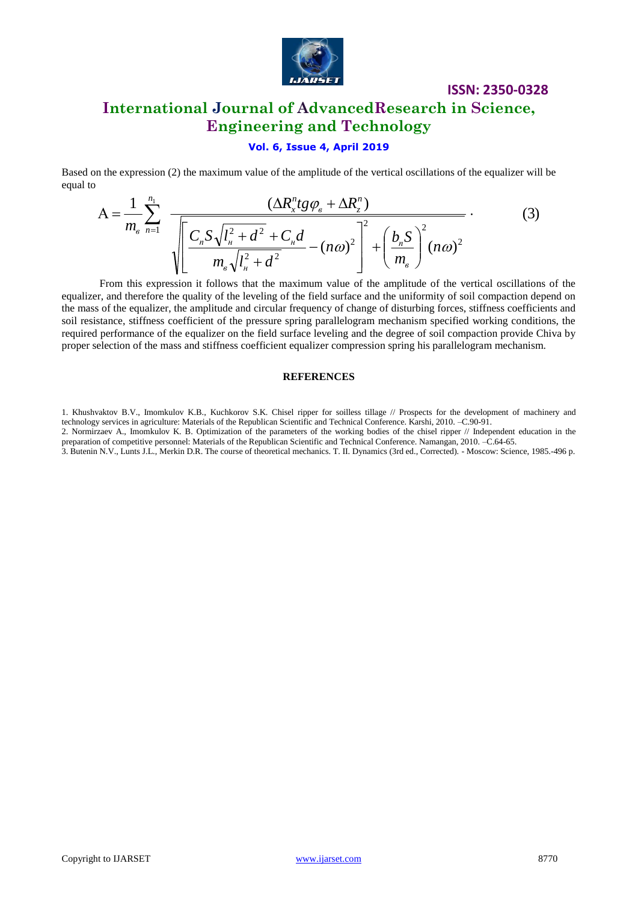Based on the expression (2) the maximum value of the amplitude of the vertical oscillations of the equalizer will be equal to

$$A = \frac{1}{m_в}\sum_{n=1}^{n_1} \frac{(\Delta R_x^n tg\varphi_в + \Delta R_z^n)}{\sqrt{\left[\frac{C_n S\sqrt{l_н^2 + d^2} + C_н d}{m_в\sqrt{l_н^2 + d^2}} - (n\omega)^2\right]^2 + \left(\frac{b_n S}{m_в}\right)^2 (n\omega)^2}}. \qquad (3)$$

From this expression it follows that the maximum value of the amplitude of the vertical oscillations of the equalizer, and therefore the quality of the leveling of the field surface and the uniformity of soil compaction depend on the mass of the equalizer, the amplitude and circular frequency of change of disturbing forces, stiffness coefficients and soil resistance, stiffness coefficient of the pressure spring parallelogram mechanism specified working conditions, the required performance of the equalizer on the field surface leveling and the degree of soil compaction provide Chiva by proper selection of the mass and stiffness coefficient equalizer compression spring his parallelogram mechanism.

## REFERENCES

1. Khushvaktov B.V., Imomkulov K.B., Kuchkorov S.K. Chisel ripper for soilless tillage // Prospects for the development of machinery and technology services in agriculture: Materials of the Republican Scientific and Technical Conference. Karshi, 2010. –C.90-91.
2. Normirzaev A., Imomkulov K. B. Optimization of the parameters of the working bodies of the chisel ripper // Independent education in the preparation of competitive personnel: Materials of the Republican Scientific and Technical Conference. Namangan, 2010. –C.64-65.
3. Butenin N.V., Lunts J.L., Merkin D.R. The course of theoretical mechanics. T. II. Dynamics (3rd ed., Corrected). - Moscow: Science, 1985.-496 p.